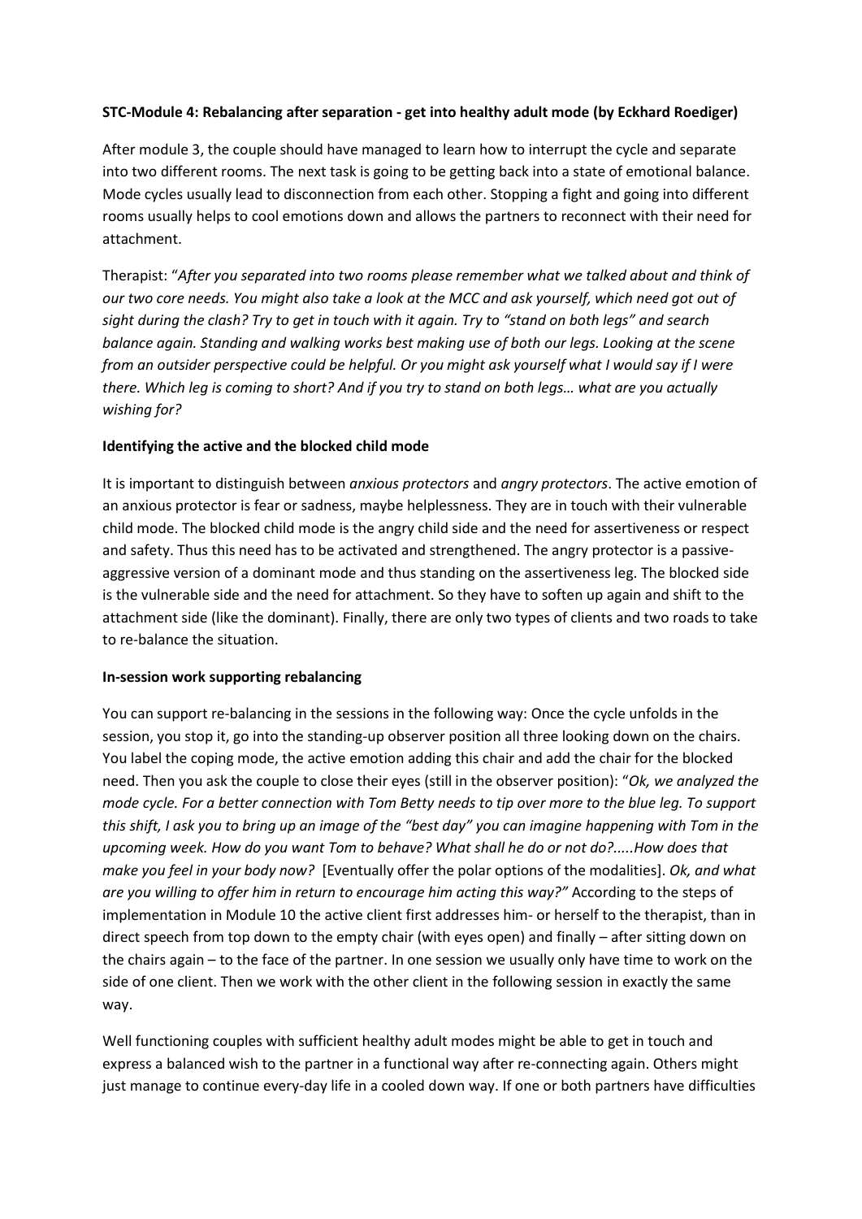**STC-Module 4: Rebalancing after separation - get into healthy adult mode (by Eckhard Roediger)**

After module 3, the couple should have managed to learn how to interrupt the cycle and separate into two different rooms. The next task is going to be getting back into a state of emotional balance. Mode cycles usually lead to disconnection from each other. Stopping a fight and going into different rooms usually helps to cool emotions down and allows the partners to reconnect with their need for attachment.

Therapist: "*After you separated into two rooms please remember what we talked about and think of our two core needs. You might also take a look at the MCC and ask yourself, which need got out of sight during the clash? Try to get in touch with it again. Try to "stand on both legs" and search balance again. Standing and walking works best making use of both our legs. Looking at the scene from an outsider perspective could be helpful. Or you might ask yourself what I would say if I were there. Which leg is coming to short? And if you try to stand on both legs… what are you actually wishing for?*

**Identifying the active and the blocked child mode**

It is important to distinguish between *anxious protectors* and *angry protectors*. The active emotion of an anxious protector is fear or sadness, maybe helplessness. They are in touch with their vulnerable child mode. The blocked child mode is the angry child side and the need for assertiveness or respect and safety. Thus this need has to be activated and strengthened. The angry protector is a passive-aggressive version of a dominant mode and thus standing on the assertiveness leg. The blocked side is the vulnerable side and the need for attachment. So they have to soften up again and shift to the attachment side (like the dominant). Finally, there are only two types of clients and two roads to take to re-balance the situation.

**In-session work supporting rebalancing**

You can support re-balancing in the sessions in the following way: Once the cycle unfolds in the session, you stop it, go into the standing-up observer position all three looking down on the chairs. You label the coping mode, the active emotion adding this chair and add the chair for the blocked need. Then you ask the couple to close their eyes (still in the observer position): "*Ok, we analyzed the mode cycle. For a better connection with Tom Betty needs to tip over more to the blue leg. To support this shift, I ask you to bring up an image of the "best day" you can imagine happening with Tom in the upcoming week. How do you want Tom to behave? What shall he do or not do?.....How does that make you feel in your body now?* [Eventually offer the polar options of the modalities]. *Ok, and what are you willing to offer him in return to encourage him acting this way?"* According to the steps of implementation in Module 10 the active client first addresses him- or herself to the therapist, than in direct speech from top down to the empty chair (with eyes open) and finally – after sitting down on the chairs again – to the face of the partner. In one session we usually only have time to work on the side of one client. Then we work with the other client in the following session in exactly the same way.

Well functioning couples with sufficient healthy adult modes might be able to get in touch and express a balanced wish to the partner in a functional way after re-connecting again. Others might just manage to continue every-day life in a cooled down way. If one or both partners have difficulties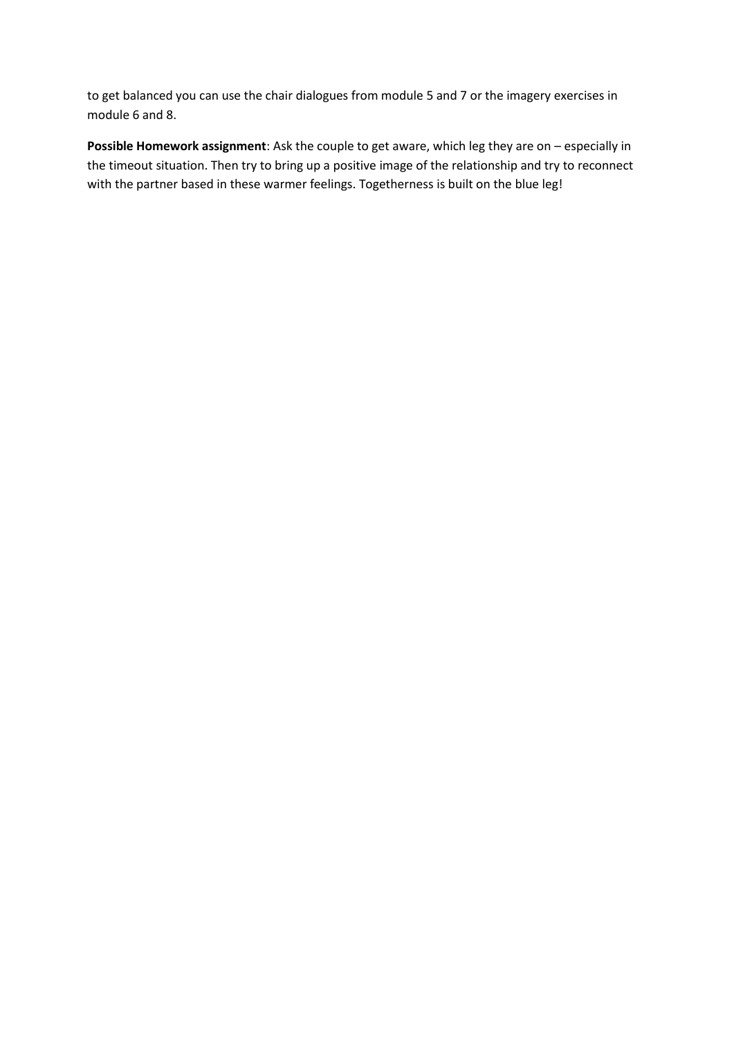to get balanced you can use the chair dialogues from module 5 and 7 or the imagery exercises in module 6 and 8.

**Possible Homework assignment**: Ask the couple to get aware, which leg they are on – especially in the timeout situation. Then try to bring up a positive image of the relationship and try to reconnect with the partner based in these warmer feelings. Togetherness is built on the blue leg!